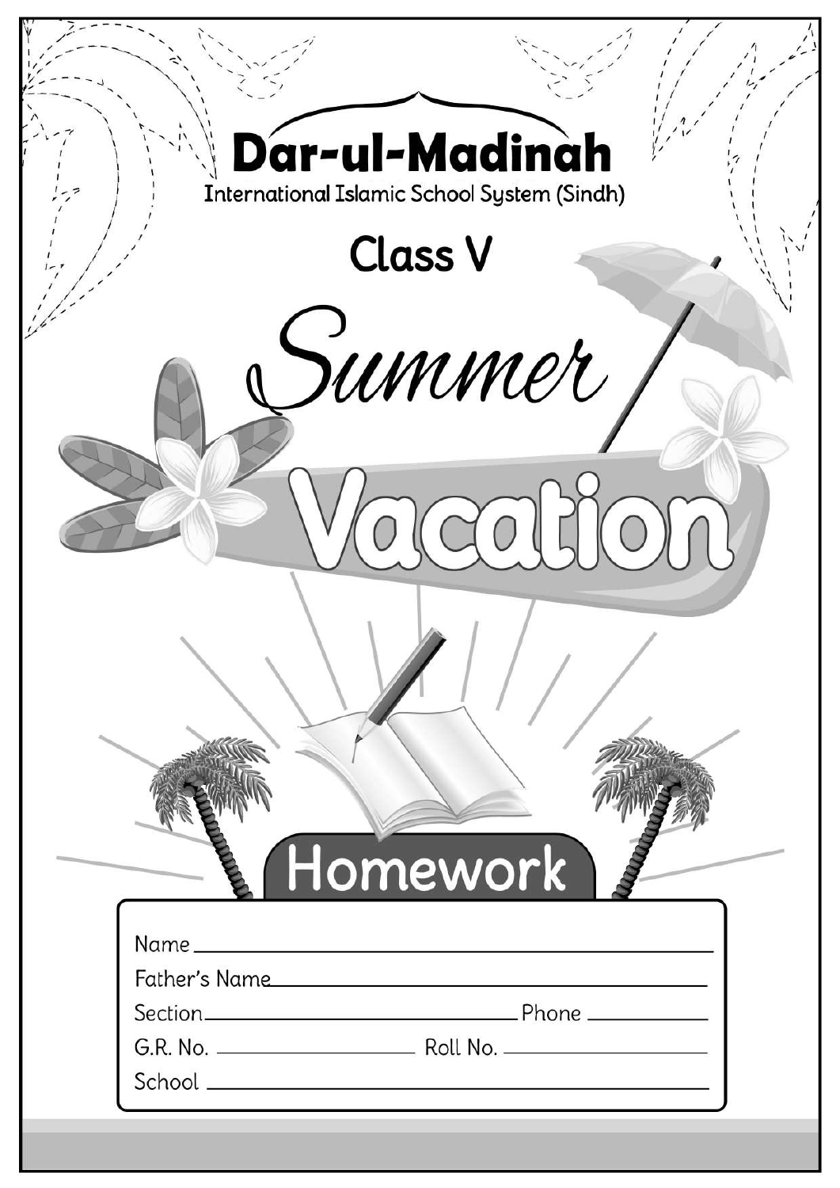# Dar-ul-Madinah

International Islamic School System (Sindh)

## Class V

# Summer Vacation

## Homework

Name ____________________

Father's Name ____________________

Section ____________________ Phone ____________

G.R. No. ____________ Roll No. ____________

School ____________________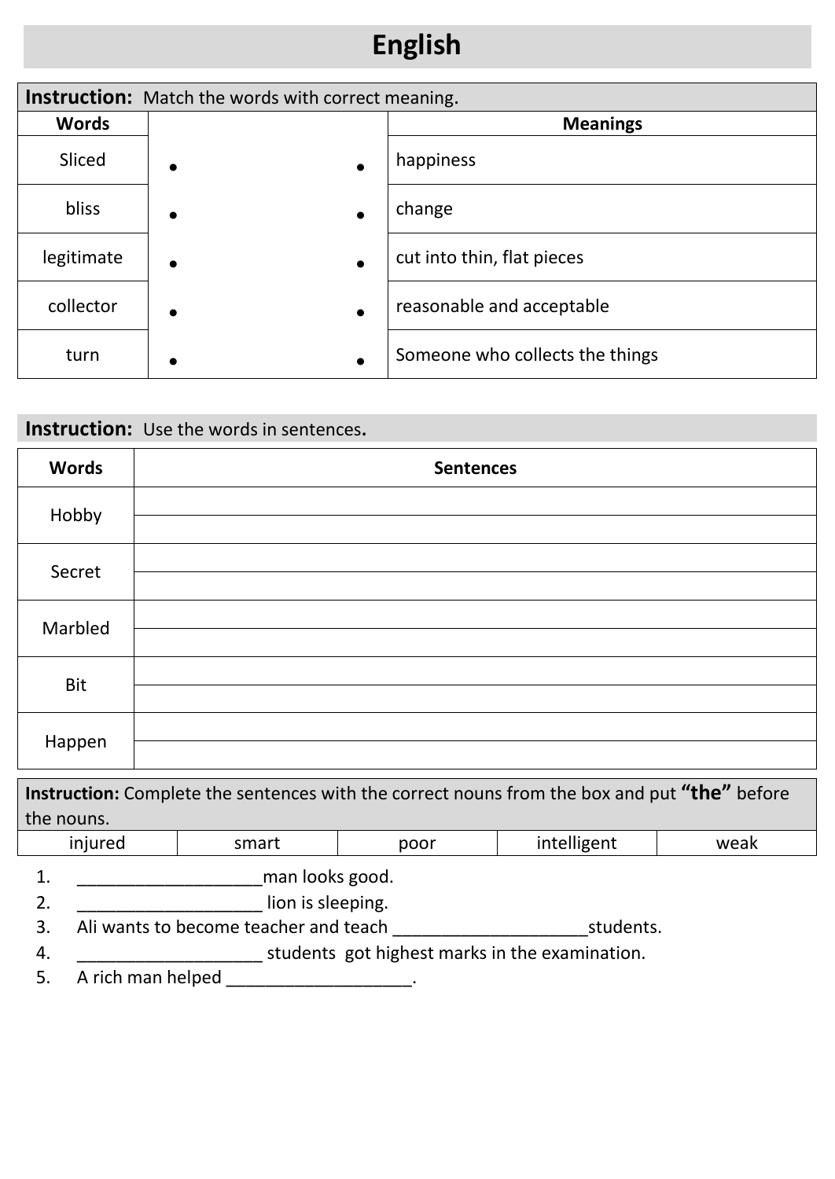# English

| **Instruction:** Match the words with correct meaning. | | | |
|---|---|---|---|
| **Words** | | | **Meanings** |
| Sliced | • | • | happiness |
| bliss | • | • | change |
| legitimate | • | • | cut into thin, flat pieces |
| collector | • | • | reasonable and acceptable |
| turn | • | • | Someone who collects the things |

**Instruction:** Use the words in sentences.

| Words | Sentences |
|---|---|
| Hobby | |
| | |
| Secret | |
| | |
| Marbled | |
| | |
| Bit | |
| | |
| Happen | |
| | |

**Instruction:** Complete the sentences with the correct nouns from the box and put **"the"** before the nouns.

| injured | smart | poor | intelligent | weak |
|---|---|---|---|---|

1. ___________________man looks good.
2. ___________________ lion is sleeping.
3. Ali wants to become teacher and teach ____________________students.
4. ___________________ students got highest marks in the examination.
5. A rich man helped ___________________.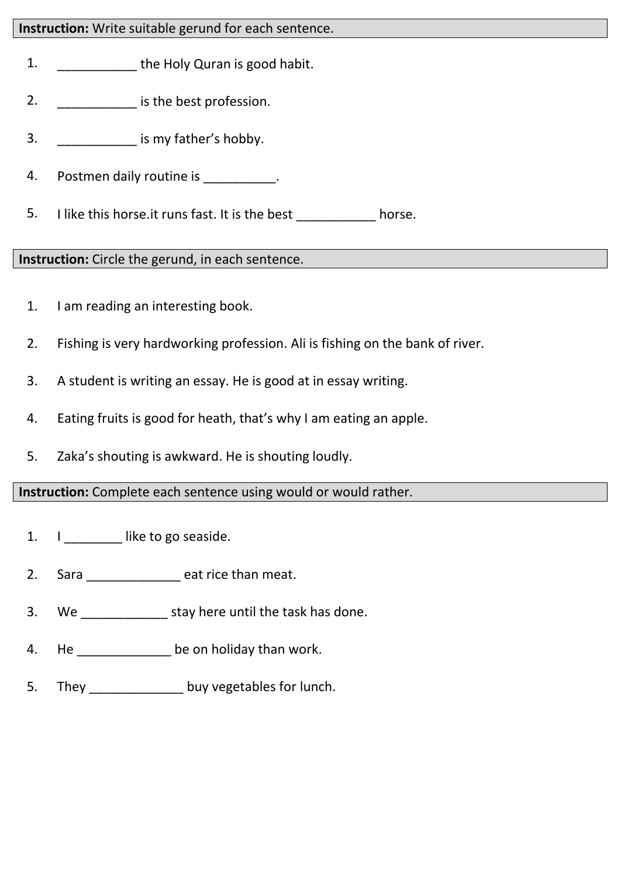**Instruction:** Write suitable gerund for each sentence.

1. ___________ the Holy Quran is good habit.
2. ___________ is the best profession.
3. ___________ is my father's hobby.
4. Postmen daily routine is __________.
5. I like this horse.it runs fast. It is the best ___________ horse.

**Instruction:** Circle the gerund, in each sentence.

1. I am reading an interesting book.
2. Fishing is very hardworking profession. Ali is fishing on the bank of river.
3. A student is writing an essay. He is good at in essay writing.
4. Eating fruits is good for heath, that's why I am eating an apple.
5. Zaka's shouting is awkward. He is shouting loudly.

**Instruction:** Complete each sentence using would or would rather.

1. I ________ like to go seaside.
2. Sara _____________ eat rice than meat.
3. We ____________ stay here until the task has done.
4. He _____________ be on holiday than work.
5. They _____________ buy vegetables for lunch.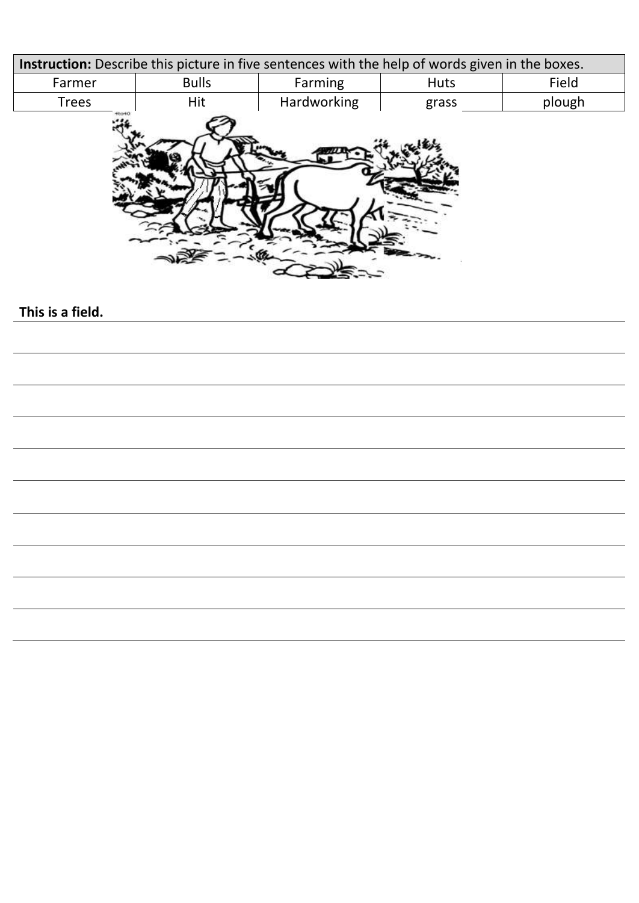| **Instruction:** Describe this picture in five sentences with the help of words given in the boxes. | | | | |
|---|---|---|---|---|
| Farmer | Bulls | Farming | Huts | Field |
| Trees | Hit | Hardworking | grass | plough |

**This is a field.**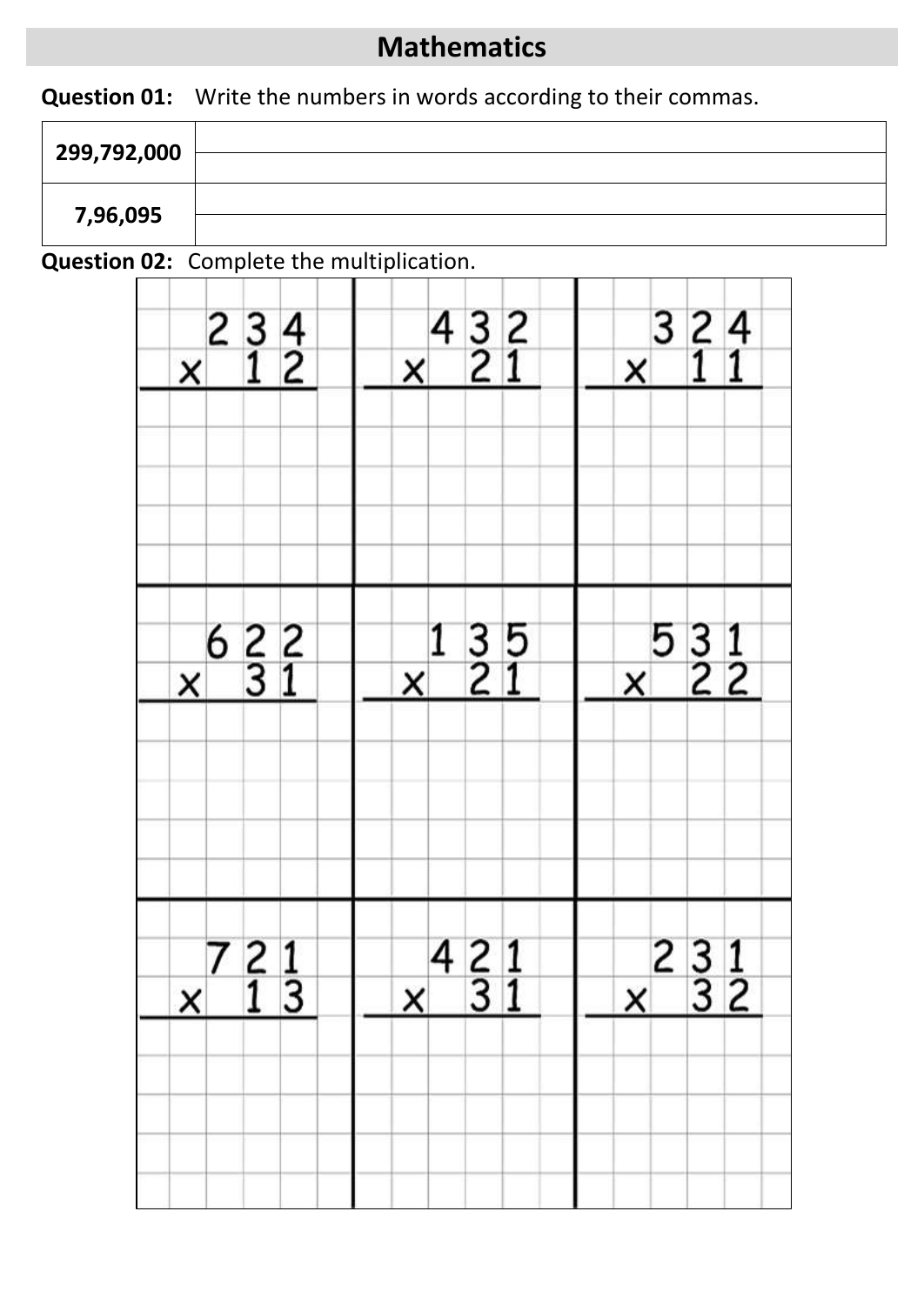# Mathematics

**Question 01:** Write the numbers in words according to their commas.

| | |
|---|---|
| **299,792,000** | |
| **7,96,095** | |

**Question 02:** Complete the multiplication.

| | | |
|---|---|---|
| $\begin{array}{r} 234 \\ \times\ 12 \\ \hline \end{array}$ | $\begin{array}{r} 432 \\ \times\ 21 \\ \hline \end{array}$ | $\begin{array}{r} 324 \\ \times\ 11 \\ \hline \end{array}$ |
| $\begin{array}{r} 622 \\ \times\ 31 \\ \hline \end{array}$ | $\begin{array}{r} 135 \\ \times\ 21 \\ \hline \end{array}$ | $\begin{array}{r} 531 \\ \times\ 22 \\ \hline \end{array}$ |
| $\begin{array}{r} 721 \\ \times\ 13 \\ \hline \end{array}$ | $\begin{array}{r} 421 \\ \times\ 31 \\ \hline \end{array}$ | $\begin{array}{r} 231 \\ \times\ 32 \\ \hline \end{array}$ |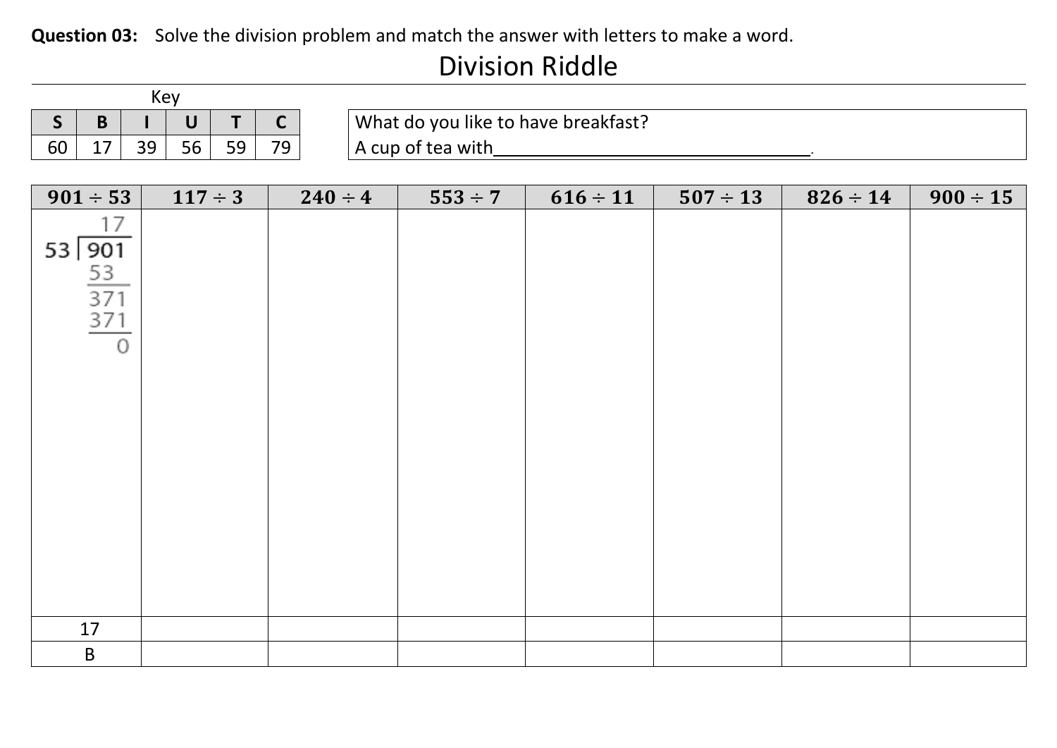**Question 03:** Solve the division problem and match the answer with letters to make a word.

## Division Riddle

Key

| S | B | I | U | T | C |
|---|---|---|---|---|---|
| 60 | 17 | 39 | 56 | 59 | 79 |

What do you like to have breakfast?
A cup of tea with\_\_\_\_\_\_\_\_\_\_\_\_\_\_\_\_\_\_\_\_\_\_\_\_\_\_\_\_\_\_\_\_\_\_.

| $901 \div 53$ | $117 \div 3$ | $240 \div 4$ | $553 \div 7$ | $616 \div 11$ | $507 \div 13$ | $826 \div 14$ | $900 \div 15$ |
|---|---|---|---|---|---|---|---|
| $\begin{array}{r} 17 \\ 53\overline{)901} \\ \underline{53} \\ 371 \\ \underline{371} \\ 0 \end{array}$ | | | | | | | |
| 17 | | | | | | | |
| B | | | | | | | |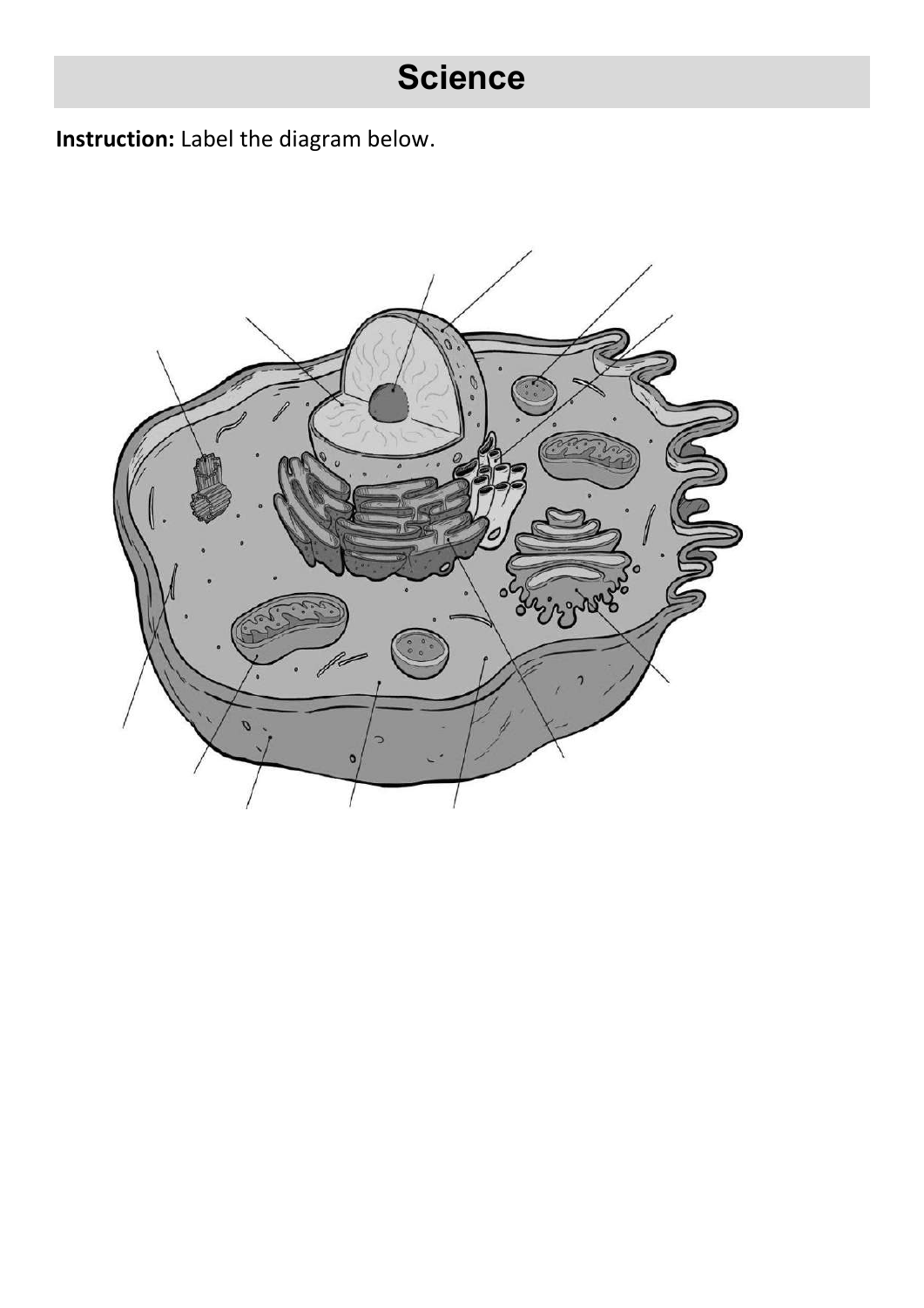# Science

**Instruction:** Label the diagram below.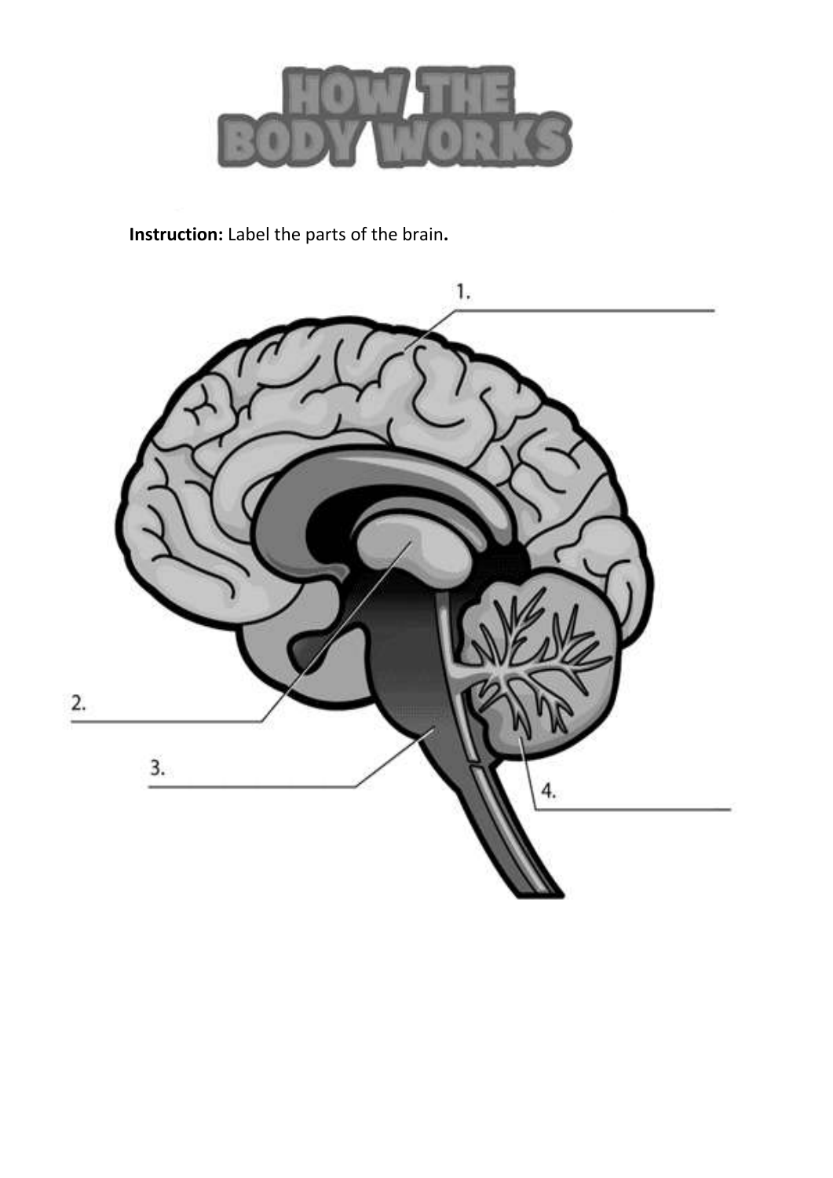# HOW THE BODY WORKS

**Instruction:** Label the parts of the brain**.**

1. ______________________

2. ______________________

3. ______________________

4. ______________________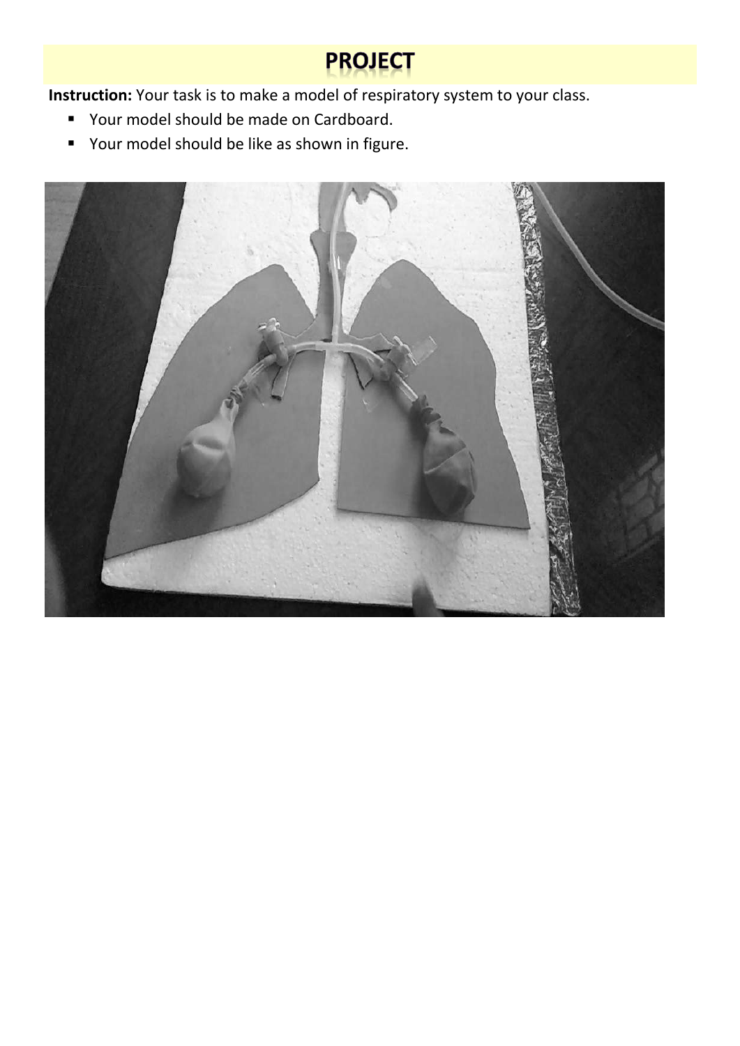# PROJECT

**Instruction:** Your task is to make a model of respiratory system to your class.

- Your model should be made on Cardboard.
- Your model should be like as shown in figure.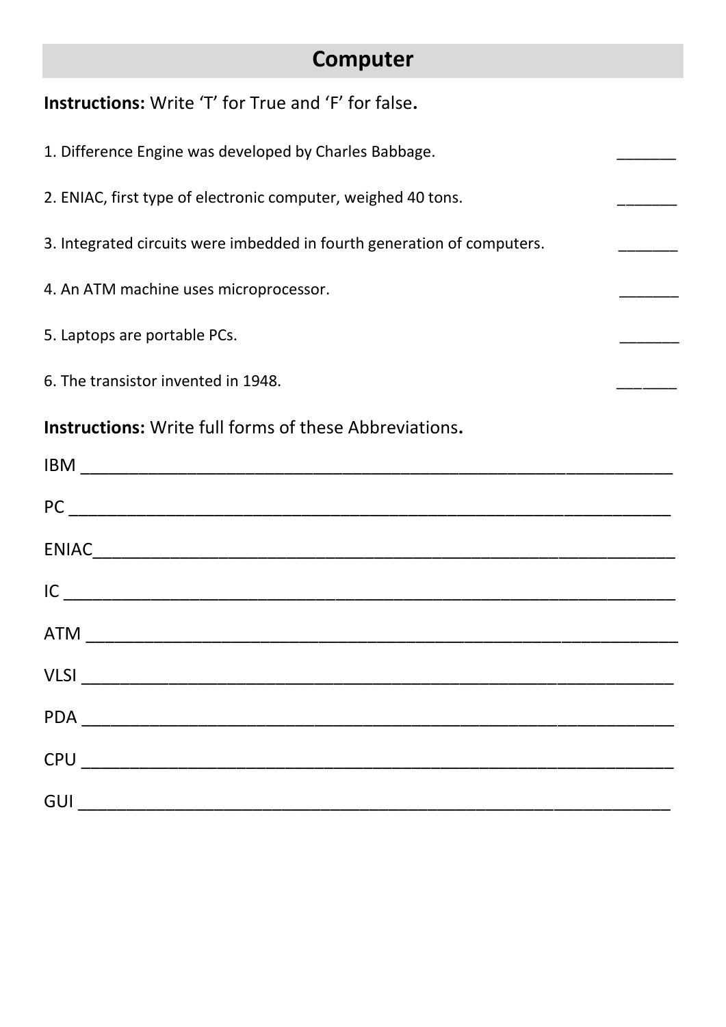# Computer

**Instructions:** Write 'T' for True and 'F' for false**.**

1. Difference Engine was developed by Charles Babbage. _______

2. ENIAC, first type of electronic computer, weighed 40 tons. _______

3. Integrated circuits were imbedded in fourth generation of computers. _______

4. An ATM machine uses microprocessor. _______

5. Laptops are portable PCs. _______

6. The transistor invented in 1948. _______

**Instructions:** Write full forms of these Abbreviations**.**

IBM ________________________________________________________________

PC ________________________________________________________________

ENIAC______________________________________________________________

IC ________________________________________________________________

ATM ________________________________________________________________

VLSI _______________________________________________________________

PDA ________________________________________________________________

CPU ________________________________________________________________

GUI ________________________________________________________________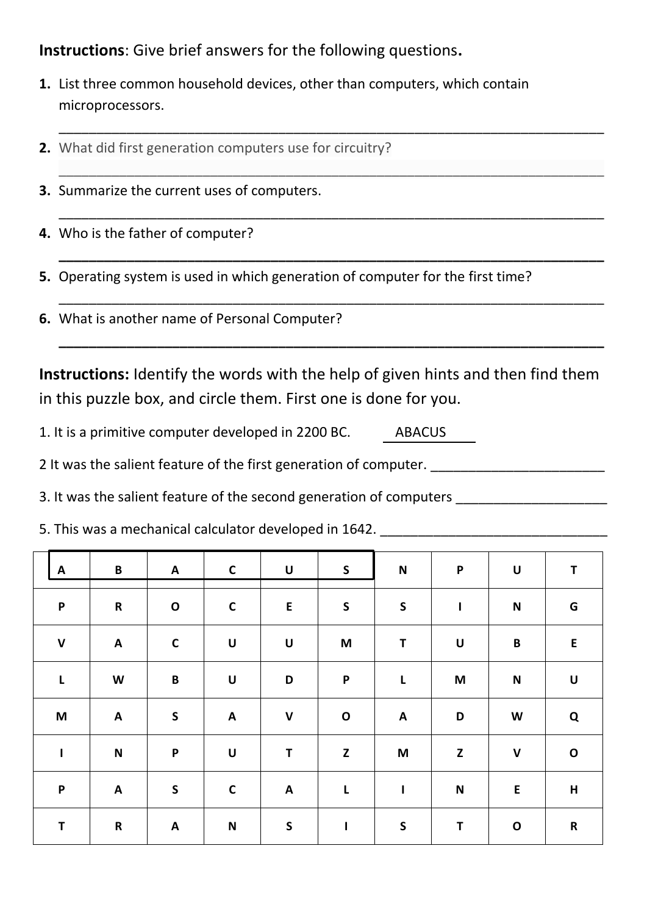**Instructions**: Give brief answers for the following questions.

1. List three common household devices, other than computers, which contain microprocessors.

   ___________________________________________________________________________

2. What did first generation computers use for circuitry?

   ___________________________________________________________________________

3. Summarize the current uses of computers.

   ___________________________________________________________________________

4. Who is the father of computer?

   ___________________________________________________________________________

5. Operating system is used in which generation of computer for the first time?

   ___________________________________________________________________________

6. What is another name of Personal Computer?

   ___________________________________________________________________________

**Instructions:** Identify the words with the help of given hints and then find them in this puzzle box, and circle them. First one is done for you.

1. It is a primitive computer developed in 2200 BC. ABACUS

2 It was the salient feature of the first generation of computer. _______________________

3. It was the salient feature of the second generation of computers ____________________

5. This was a mechanical calculator developed in 1642. ______________________________

| | | | | | | | | | |
|---|---|---|---|---|---|---|---|---|---|
| A | B | A | C | U | S | N | P | U | T |
| P | R | O | C | E | S | S | I | N | G |
| V | A | C | U | U | M | T | U | B | E |
| L | W | B | U | D | P | L | M | N | U |
| M | A | S | A | V | O | A | D | W | Q |
| I | N | P | U | T | Z | M | Z | V | O |
| P | A | S | C | A | L | I | N | E | H |
| T | R | A | N | S | I | S | T | O | R |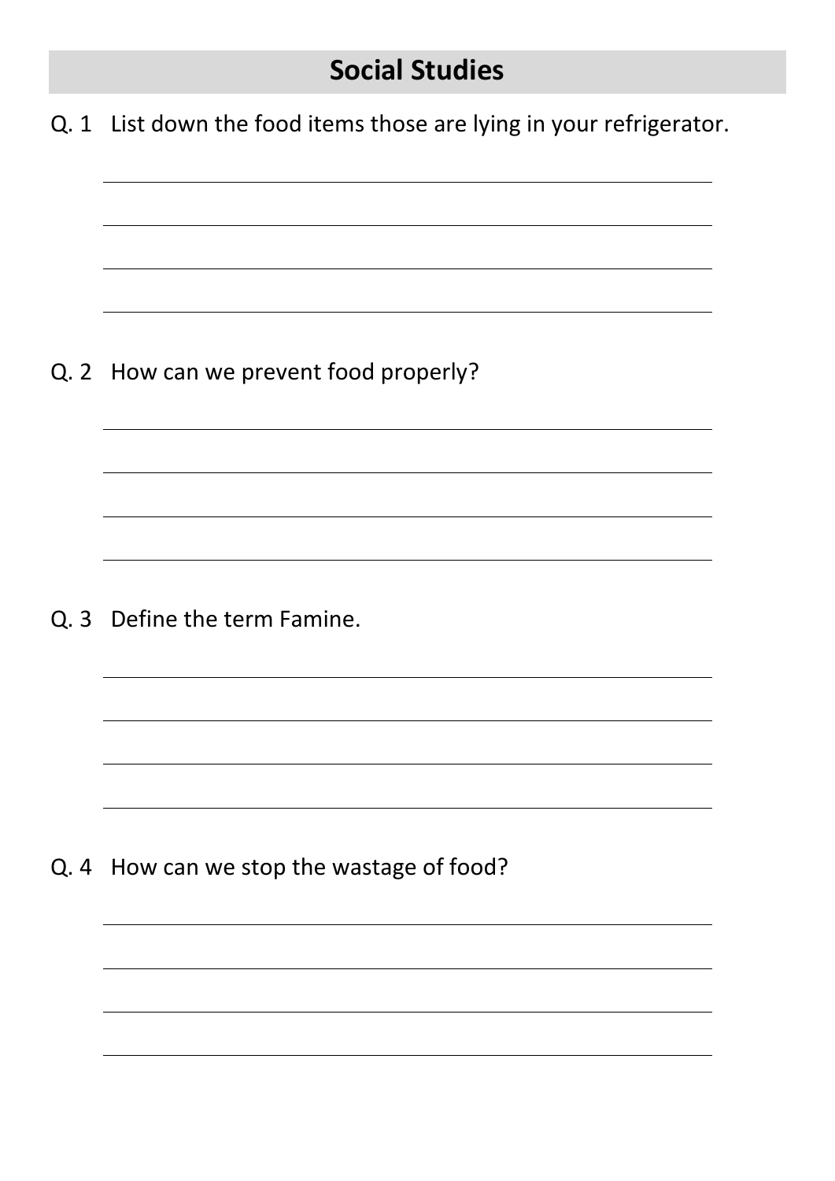# Social Studies

Q. 1 List down the food items those are lying in your refrigerator.

Q. 2 How can we prevent food properly?

Q. 3 Define the term Famine.

Q. 4 How can we stop the wastage of food?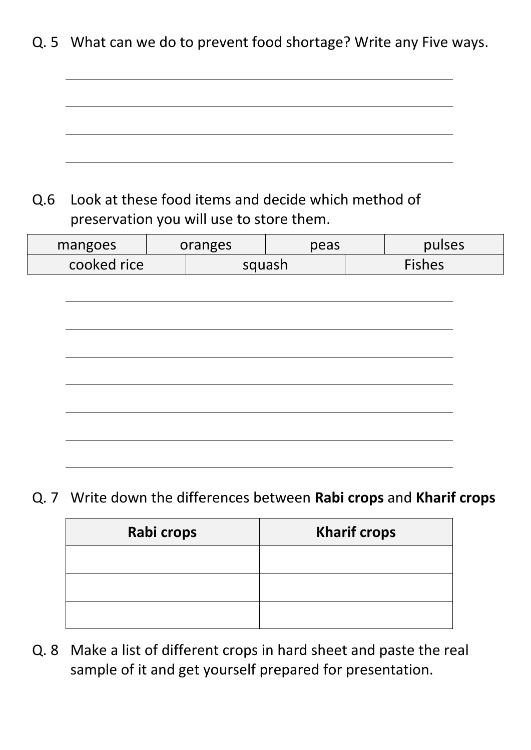Q. 5 What can we do to prevent food shortage? Write any Five ways.

\_\_\_\_\_\_\_\_\_\_\_\_\_\_\_\_\_\_\_\_\_\_\_\_\_\_\_\_\_\_\_\_\_\_\_\_\_\_\_\_\_\_\_\_\_\_\_\_\_\_\_\_

\_\_\_\_\_\_\_\_\_\_\_\_\_\_\_\_\_\_\_\_\_\_\_\_\_\_\_\_\_\_\_\_\_\_\_\_\_\_\_\_\_\_\_\_\_\_\_\_\_\_\_\_

\_\_\_\_\_\_\_\_\_\_\_\_\_\_\_\_\_\_\_\_\_\_\_\_\_\_\_\_\_\_\_\_\_\_\_\_\_\_\_\_\_\_\_\_\_\_\_\_\_\_\_\_

\_\_\_\_\_\_\_\_\_\_\_\_\_\_\_\_\_\_\_\_\_\_\_\_\_\_\_\_\_\_\_\_\_\_\_\_\_\_\_\_\_\_\_\_\_\_\_\_\_\_\_\_

Q.6 Look at these food items and decide which method of preservation you will use to store them.

| mangoes | oranges | peas | pulses |
|---|---|---|---|
| cooked rice | squash | Fishes | |

\_\_\_\_\_\_\_\_\_\_\_\_\_\_\_\_\_\_\_\_\_\_\_\_\_\_\_\_\_\_\_\_\_\_\_\_\_\_\_\_\_\_\_\_\_\_\_\_\_\_\_\_

\_\_\_\_\_\_\_\_\_\_\_\_\_\_\_\_\_\_\_\_\_\_\_\_\_\_\_\_\_\_\_\_\_\_\_\_\_\_\_\_\_\_\_\_\_\_\_\_\_\_\_\_

\_\_\_\_\_\_\_\_\_\_\_\_\_\_\_\_\_\_\_\_\_\_\_\_\_\_\_\_\_\_\_\_\_\_\_\_\_\_\_\_\_\_\_\_\_\_\_\_\_\_\_\_

\_\_\_\_\_\_\_\_\_\_\_\_\_\_\_\_\_\_\_\_\_\_\_\_\_\_\_\_\_\_\_\_\_\_\_\_\_\_\_\_\_\_\_\_\_\_\_\_\_\_\_\_

\_\_\_\_\_\_\_\_\_\_\_\_\_\_\_\_\_\_\_\_\_\_\_\_\_\_\_\_\_\_\_\_\_\_\_\_\_\_\_\_\_\_\_\_\_\_\_\_\_\_\_\_

\_\_\_\_\_\_\_\_\_\_\_\_\_\_\_\_\_\_\_\_\_\_\_\_\_\_\_\_\_\_\_\_\_\_\_\_\_\_\_\_\_\_\_\_\_\_\_\_\_\_\_\_

\_\_\_\_\_\_\_\_\_\_\_\_\_\_\_\_\_\_\_\_\_\_\_\_\_\_\_\_\_\_\_\_\_\_\_\_\_\_\_\_\_\_\_\_\_\_\_\_\_\_\_\_

Q. 7 Write down the differences between **Rabi crops** and **Kharif crops**

| Rabi crops | Kharif crops |
|---|---|
| | |
| | |
| | |

Q. 8 Make a list of different crops in hard sheet and paste the real sample of it and get yourself prepared for presentation.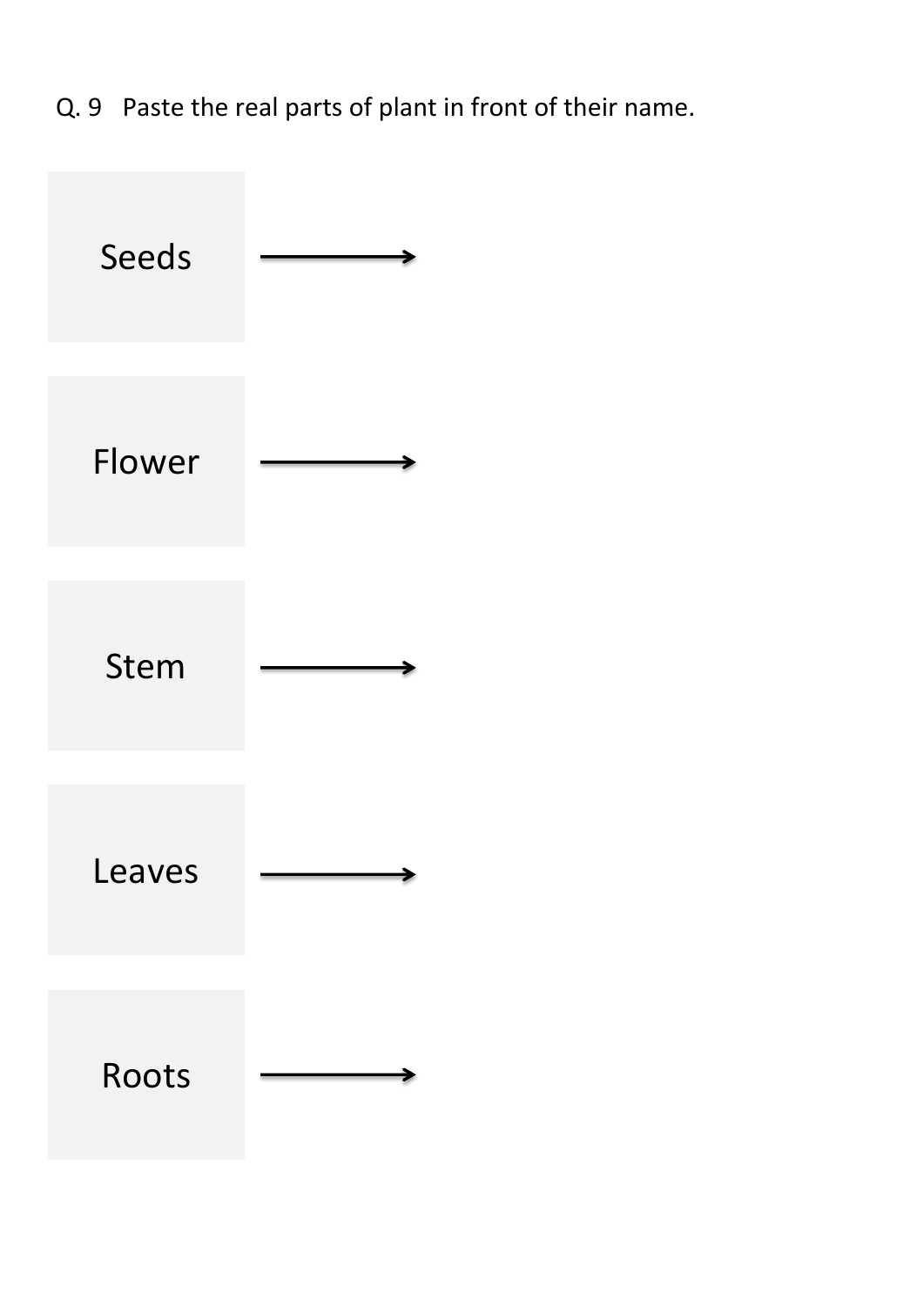Q. 9 Paste the real parts of plant in front of their name.

Seeds →

Flower →

Stem →

Leaves →

Roots →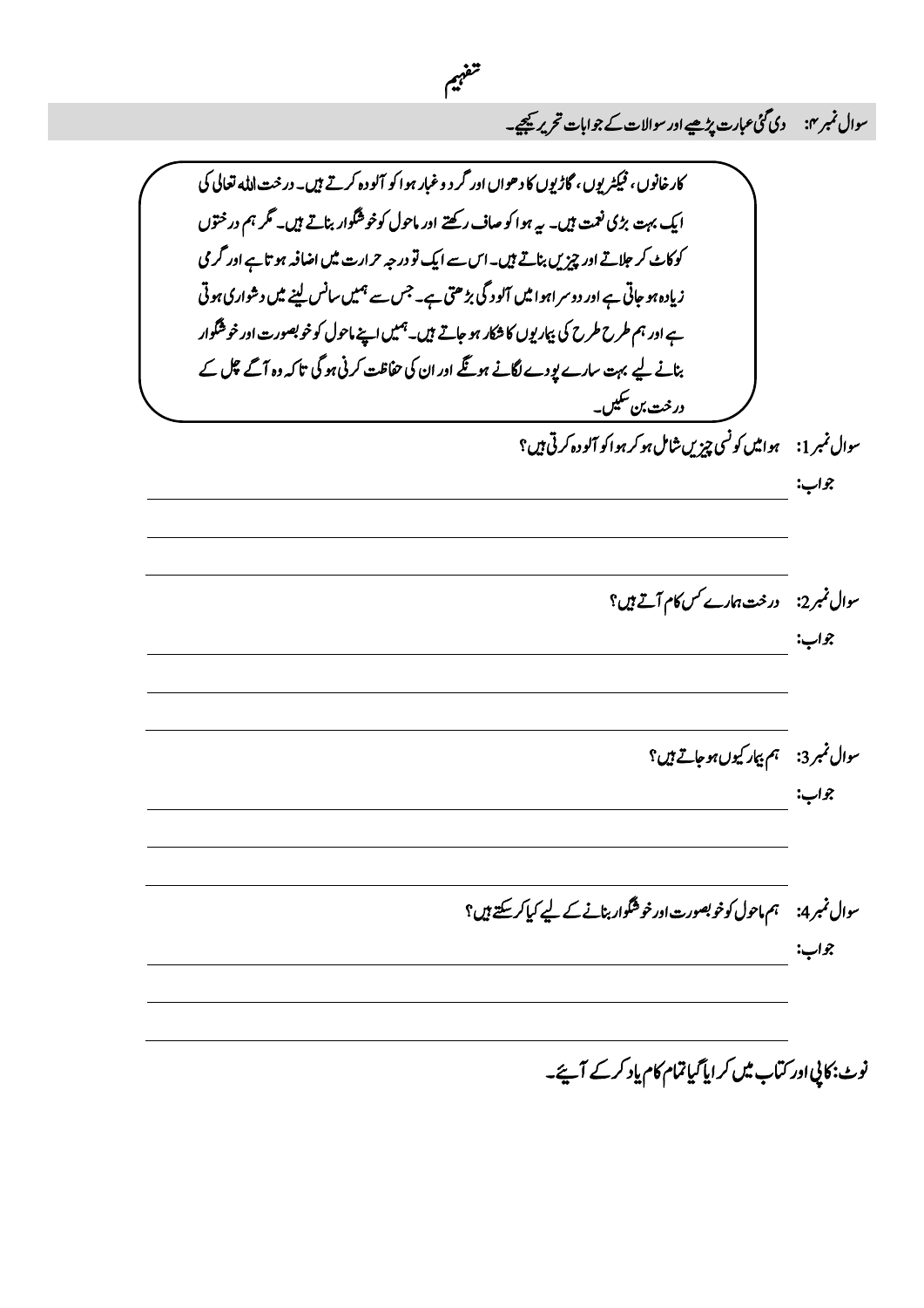# تفہیم

**سوال نمبر ۴: دی گئی عبارت پڑھیے اور سوالات کے جوابات تحریر کیجیے۔**

کارخانوں، فیکٹریوں، گاڑیوں کا دھواں اور گرد و غبار ہوا کو آلودہ کرتے ہیں۔ درخت اللہ تعالیٰ کی ایک بہت بڑی نعمت ہیں۔ یہ ہوا کو صاف رکھتے اور ماحول کو خوشگوار بناتے ہیں۔ مگر ہم درختوں کو کاٹ کر جلاتے اور چیزیں بناتے ہیں۔ اس سے ایک تو درجہ حرارت میں اضافہ ہوتا ہے اور گرمی زیادہ ہو جاتی ہے اور دوسرا ہوا میں آلودگی بڑھتی ہے۔ جس سے ہمیں سانس لینے میں دشواری ہوتی ہے اور ہم طرح طرح کی بیماریوں کا شکار ہو جاتے ہیں۔ ہمیں اپنے ماحول کو خوبصورت اور خوشگوار بنانے لیے بہت سارے پودے لگانے ہونگے اور ان کی حفاظت کرنی ہو گی تاکہ وہ آگے چل کے درخت بن سکیں۔

**سوال نمبر 1:** ہوا میں کونسی چیزیں شامل ہو کر ہوا کو آلودہ کرتی ہیں؟

جواب: ____________________

____________________

____________________

**سوال نمبر 2:** درخت ہمارے کس کام آتے ہیں؟

جواب: ____________________

____________________

____________________

**سوال نمبر 3:** ہم بیمار کیوں ہو جاتے ہیں؟

جواب: ____________________

____________________

____________________

**سوال نمبر 4:** ہم ماحول کو خوبصورت اور خوشگوار بنانے کے لیے کیا کر سکتے ہیں؟

جواب: ____________________

____________________

____________________

نوٹ: کاپی اور کتاب میں کرایا گیا تمام کام یاد کر کے آئیے۔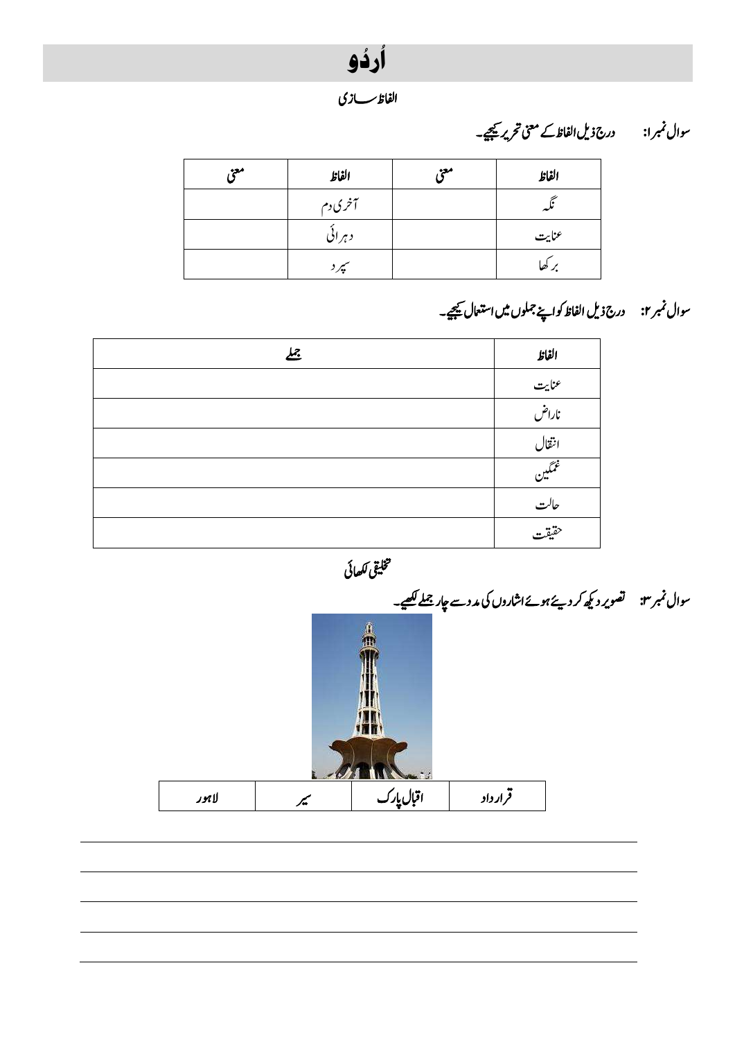# اُردُو

## الفاظ سازی

**سوال نمبر۱:** درج ذیل الفاظ کے معنی تحریر کیجیے۔

| الفاظ | معنی | الفاظ | معنی |
|---|---|---|---|
| نگہ | | آخری دم | |
| عنایت | | دہرائی | |
| برکھا | | سپرد | |

**سوال نمبر۲:** درج ذیل الفاظ کو اپنے جملوں میں استعمال کیجیے۔

| الفاظ | جملے |
|---|---|
| عنایت | |
| ناراض | |
| انتقال | |
| غمگین | |
| حالت | |
| حقیقت | |

## تخلیقی لکھائی

**سوال نمبر۳:** تصویر دیکھ کر دیئے ہوئے اشاروں کی مدد سے چار جملے لکھیے۔

| قرارداد | اقبال پارک | سیر | لاہور |
|---|---|---|---|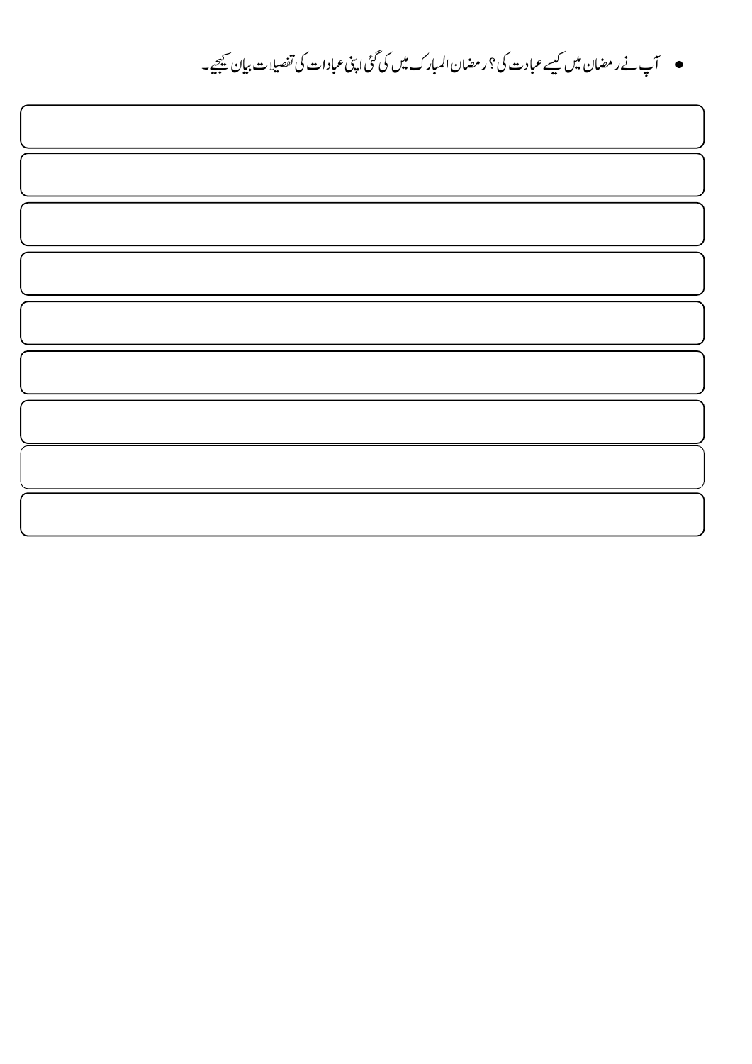- آپ نے رمضان میں کیسے عبادت کی؟ رمضان المبارک میں کی گئی اپنی عبادات کی تفصیلات بیان کیجیے۔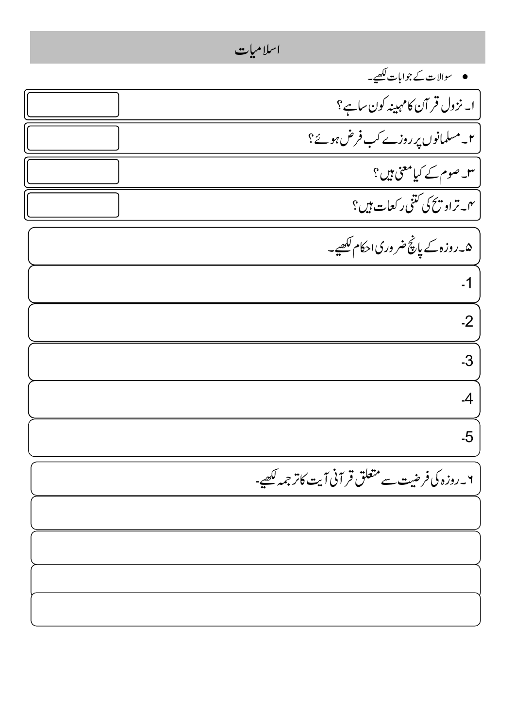# اسلامیات

- سوالات کے جوابات لکھیے۔

۱۔ نزول قرآن کا مہینہ کون سا ہے؟

۲۔ مسلمانوں پر روزے کب فرض ہوئے؟

۳۔ صوم کے کیا معنی ہیں؟

۴۔ تراویح کی کتنی رکعات ہیں؟

۵۔ روزہ کے پانچ ضروری احکام لکھیے۔

-1

-2

-3

-4

-5

۶۔ روزہ کی فرضیت سے متعلق قرآنی آیت کا ترجمہ لکھیے۔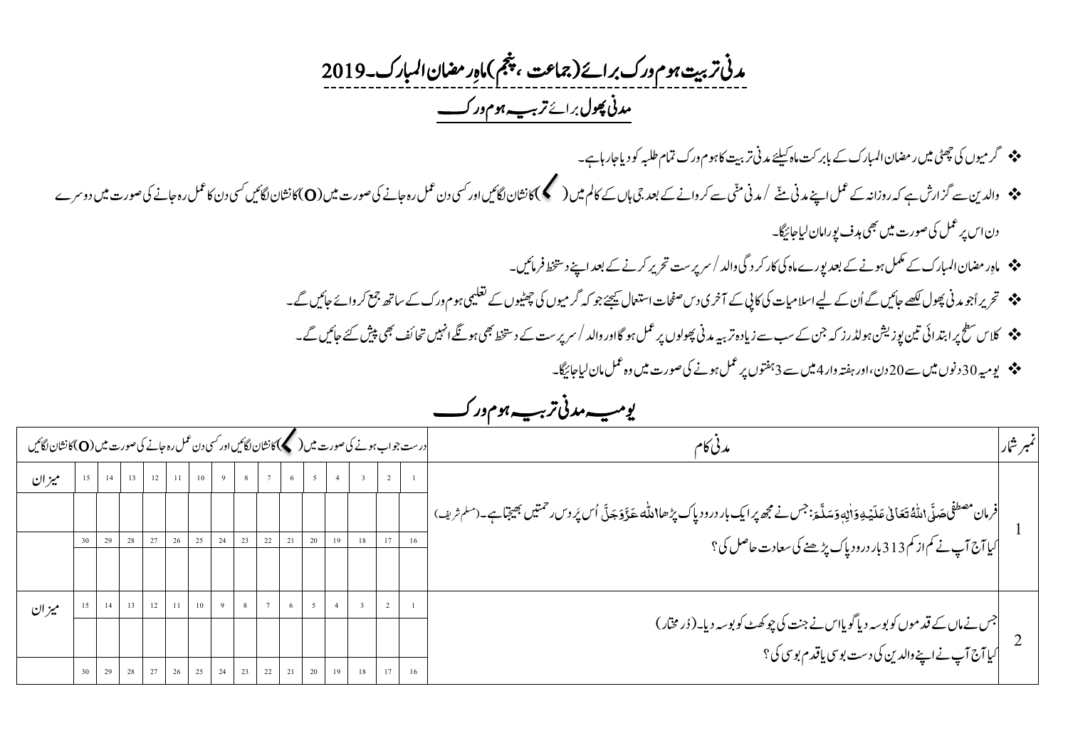# مدنی تربیت ہوم ورک برائے (جماعت، پنجم) ماہِ رمضان المبارک۔2019

## مدنی پھول برائے تربیہ ہوم ورک

- گرمیوں کی چھٹی میں رمضان المبارک کے بابرکت ماہ کیلئے مدنی تربیت کا ہوم ورک تمام طلبہ کو دیا جارہا ہے۔
- والدین سے گزارش ہے کہ روزانہ کے عمل اپنے مدنی منّے / مدنی منّی سے کروانے کے بعد جی ہاں کے کالم میں ( ✓ ) کا نشان لگائیں اور کسی دن عمل رہ جانے کی صورت میں (O) کا نشان لگائیں کسی دن کا عمل رہ جانے کی صورت میں دوسرے دن اس پر عمل کی صورت میں بھی ہدف پورا مان لیا جائیگا۔
- ماہِ رمضان المبارک کے مکمل ہونے کے بعد پورے ماہ کی کارکردگی والد / سرپرست تحریر کرنے کے بعد اپنے دستخط فرمائیں۔
- تحریراً جو مدنی پھول لکھے جائیں گے اُن کے لیے اسلامیات کی کاپی کے آخری دس صفحات استعمال کیجئے جو کہ گرمیوں کی چھٹیوں کے تعلیمی ہوم ورک کے ساتھ جمع کروائے جائیں گے۔
- کلاس سطح پر ابتدائی تین پوزیشن ہولڈرز کہ جن کے سب سے زیادہ تربیہ مدنی پھولوں پر عمل ہوگا اور والد / سرپرست کے دستخط بھی ہونگے انہیں تحائف بھی پیش کئے جائیں گے۔
- یومیہ 30 دنوں میں سے 20 دن، اور ہفتہ وار 4 میں سے 3 ہفتوں پر عمل ہونے کی صورت میں وہ عمل مان لیا جائیگا۔

## یومیہ مدنی تربیہ ہوم ورک

| نمبر شمار | مدنی کام | درست جواب ہونے کی صورت میں ( ✓ ) کا نشان لگائیں اور کسی دن عمل رہ جانے کی صورت میں (O) کا نشان لگائیں | | | | | | | | | | | | | | | میزان |
|---|---|---|---|---|---|---|---|---|---|---|---|---|---|---|---|---|---|
| 1 | فرمانِ مصطفیٰ صَلَّی اللّٰہُ تَعَالٰی عَلَیْہِ وَاٰلِہٖ وَسَلَّمَ: جس نے مجھ پر ایک بار درود پاک پڑھا اللہ عَزَّوَجَلَّ اُس پر دس رحمتیں بھیجتا ہے۔ (مسلم شریف) کیا آج آپ نے کم از کم 313 بار درود پاک پڑھنے کی سعادت حاصل کی؟ | 1 | 2 | 3 | 4 | 5 | 6 | 7 | 8 | 9 | 10 | 11 | 12 | 13 | 14 | 15 | میزان |
| | | | | | | | | | | | | | | | | | |
| | | 16 | 17 | 18 | 19 | 20 | 21 | 22 | 23 | 24 | 25 | 26 | 27 | 28 | 29 | 30 | |
| | | | | | | | | | | | | | | | | | |
| 2 | جس نے ماں کے قدموں کو بوسہ دیا گویا اس نے جنت کی چوکھٹ کو بوسہ دیا۔ (دُرِ مختار) کیا آج آپ نے اپنے والدین کی دست بوسی یا قدم بوسی کی؟ | 1 | 2 | 3 | 4 | 5 | 6 | 7 | 8 | 9 | 10 | 11 | 12 | 13 | 14 | 15 | میزان |
| | | | | | | | | | | | | | | | | | |
| | | 16 | 17 | 18 | 19 | 20 | 21 | 22 | 23 | 24 | 25 | 26 | 27 | 28 | 29 | 30 | |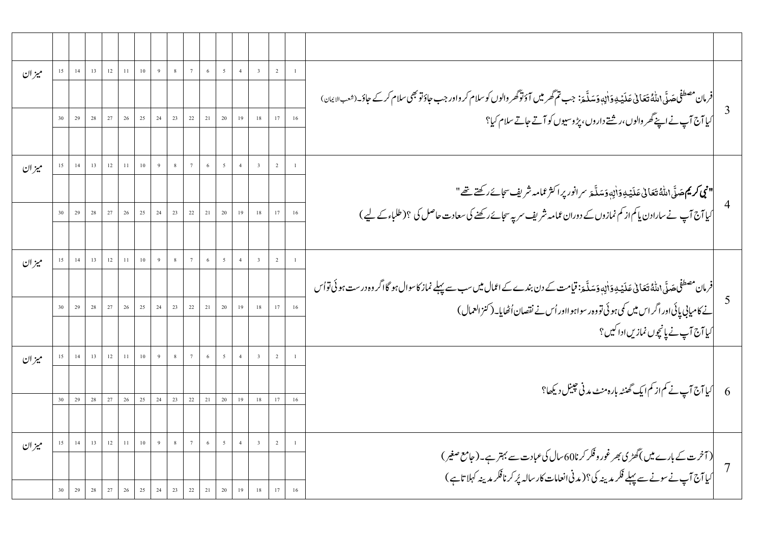| | | | | | | | | | | | | | | | | | |
|---|---|---|---|---|---|---|---|---|---|---|---|---|---|---|---|---|---|
| 3 | فرمانِ مصطفیٰ صَلَّى اللّٰهُ تَعَالٰى عَلَيْهِ وَاٰلِهٖ وَسَلَّمَ: جب تم گھر میں آؤتو گھر والوں کو سلام کرو اور جب جاؤ تو بھی سلام کر کے جاؤ۔(شعب الایمان) کیا آج آپ نے اپنے گھر والوں، رشتے داروں، پڑوسیوں کو آتے جاتے سلام کیا؟ | 1 | 2 | 3 | 4 | 5 | 6 | 7 | 8 | 9 | 10 | 11 | 12 | 13 | 14 | 15 | میزان |
| | | | | | | | | | | | | | | | | | |
| | | 16 | 17 | 18 | 19 | 20 | 21 | 22 | 23 | 24 | 25 | 26 | 27 | 28 | 29 | 30 | |
| | | | | | | | | | | | | | | | | | |
| 4 | "نبی کریم صَلَّى اللّٰهُ تَعَالٰى عَلَيْهِ وَاٰلِهٖ وَسَلَّمَ سرِانور پر اکثر عمامہ شریف سجائے رکھتے تھے" کیا آج آپ نے سارا دن یا کم از کم نمازوں کے دوران عمامہ شریف سر پہ سجائے رکھنے کی سعادت حاصل کی ؟(طلباء کے لیے) | 1 | 2 | 3 | 4 | 5 | 6 | 7 | 8 | 9 | 10 | 11 | 12 | 13 | 14 | 15 | میزان |
| | | | | | | | | | | | | | | | | | |
| | | 16 | 17 | 18 | 19 | 20 | 21 | 22 | 23 | 24 | 25 | 26 | 27 | 28 | 29 | 30 | |
| | | | | | | | | | | | | | | | | | |
| 5 | فرمانِ مصطفیٰ صَلَّى اللّٰهُ تَعَالٰى عَلَيْهِ وَاٰلِهٖ وَسَلَّمَ: قیامت کے دن بندے کے اعمال میں سب سے پہلے نماز کا سوال ہو گا اگر وہ درست ہوئی تو اُس نے کامیابی پائی اور اگر اس میں کمی ہوئی تو وہ رسوا ہوا اور اُس نے نقصان اُٹھایا۔(کنز العمال) کیا آج آپ نے پانچوں نمازیں ادا کیں؟ | 1 | 2 | 3 | 4 | 5 | 6 | 7 | 8 | 9 | 10 | 11 | 12 | 13 | 14 | 15 | میزان |
| | | | | | | | | | | | | | | | | | |
| | | 16 | 17 | 18 | 19 | 20 | 21 | 22 | 23 | 24 | 25 | 26 | 27 | 28 | 29 | 30 | |
| | | | | | | | | | | | | | | | | | |
| 6 | کیا آج آپ نے کم از کم ایک گھنٹہ بارہ منٹ مدنی چینل دیکھا؟ | 1 | 2 | 3 | 4 | 5 | 6 | 7 | 8 | 9 | 10 | 11 | 12 | 13 | 14 | 15 | میزان |
| | | | | | | | | | | | | | | | | | |
| | | 16 | 17 | 18 | 19 | 20 | 21 | 22 | 23 | 24 | 25 | 26 | 27 | 28 | 29 | 30 | |
| | | | | | | | | | | | | | | | | | |
| 7 | (آخرت کے بارے میں) گھڑی بھر غور و فکر کرنا 60 سال کی عبادت سے بہتر ہے۔(جامع صغیر) کیا آج آپ نے سونے سے پہلے فکرِ مدینہ کی؟(مدنی انعامات کا رسالہ پُر کرنا فکرِ مدینہ کہلاتا ہے) | 1 | 2 | 3 | 4 | 5 | 6 | 7 | 8 | 9 | 10 | 11 | 12 | 13 | 14 | 15 | میزان |
| | | | | | | | | | | | | | | | | | |
| | | 16 | 17 | 18 | 19 | 20 | 21 | 22 | 23 | 24 | 25 | 26 | 27 | 28 | 29 | 30 | |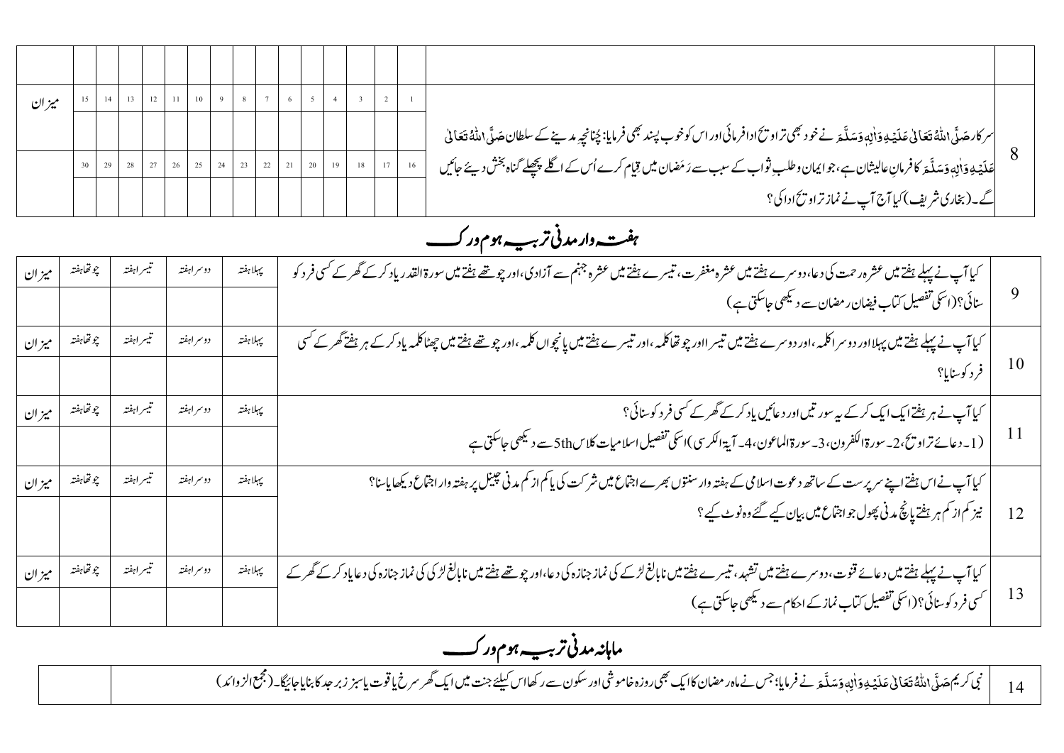| | | | | | | | | | | | | | | | | | |
|---|---|---|---|---|---|---|---|---|---|---|---|---|---|---|---|---|---|
| | | | | | | | | | | | | | | | | | |
| 8 | سرکار صَلَّی اللّٰہُ تَعَالٰی عَلَیْہِ وَاٰلِہٖ وَسَلَّمَ نے خود بھی تراویح ادا فرمائی اور اس کو خوب پسند بھی فرمایا: چُنانچہ مدینے کے سلطان صَلَّی اللّٰہُ تَعَالٰی عَلَیْہِ وَاٰلِہٖ وَسَلَّمَ کا فرمانِ عالیشان ہے، جو ایمان و طلبِ ثواب کے سبب سے رَمضان میں قِیام کرے اُس کے اگلے پچھلے گناہ بخش دیئے جائیں گے۔ (بخاری شریف) کیا آج آپ نے نماز تراویح ادا کی؟ | 1 | 2 | 3 | 4 | 5 | 6 | 7 | 8 | 9 | 10 | 11 | 12 | 13 | 14 | 15 | میزان |
| | | | | | | | | | | | | | | | | | |
| | | 16 | 17 | 18 | 19 | 20 | 21 | 22 | 23 | 24 | 25 | 26 | 27 | 28 | 29 | 30 | |
| | | | | | | | | | | | | | | | | | |

## ہفتہ وار مدنی تربیہ ہوم ورک

| | | پہلا ہفتہ | دوسرا ہفتہ | تیسرا ہفتہ | چوتھا ہفتہ | میزان |
|---|---|---|---|---|---|---|
| 9 | کیا آپ نے پہلے ہفتے میں عشرہ رحمت کی دعا، دوسرے ہفتے میں عشرہ مغفرت، تیسرے ہفتے میں عشرہ جہنم سے آزادی، اور چوتھے ہفتے میں سورۃ القدر یاد کر کے گھر کے کسی فرد کو سنائی؟ (اسکی تفصیل کتاب فیضان رمضان سے دیکھی جاسکتی ہے) | | | | | |
| 10 | کیا آپ نے پہلے ہفتے میں پہلا اور دوسرا کلمہ، اور دوسرے ہفتے میں تیسرا اور چوتھا کلمہ، اور تیسرے ہفتے میں پانچواں کلمہ، اور چوتھے ہفتے میں چھٹا کلمہ یاد کر کے ہر ہفتے گھر کے کسی فرد کو سنایا؟ | | | | | |
| 11 | کیا آپ نے ہر ہفتے ایک ایک کر کے یہ سورتیں اور دعائیں یاد کر کے گھر کے کسی فرد کو سنائی؟ (1۔ دعائے تراویح، 2۔ سورۃ الکفرون، 3۔ سورۃ الماعون، 4۔ آیۃ الکرسی) اسکی تفصیل اسلامیات کلاس 5th سے دیکھی جاسکتی ہے | | | | | |
| 12 | کیا آپ نے اس ہفتے اپنے سرپرست کے ساتھ دعوت اسلامی کے ہفتہ وار سنتوں بھرے اجتماع میں شرکت کی یا کم از کم مدنی چینل پر ہفتہ وار اجتماع دیکھا یا سنا؟ نیز کم از کم ہر ہفتے پانچ مدنی پھول جو اجتماع میں بیان کیے گئے وہ نوٹ کیے؟ | | | | | |
| 13 | کیا آپ نے پہلے ہفتے میں دعائے قنوت، دوسرے ہفتے میں تشہد، تیسرے ہفتے میں نابالغ لڑکے کی نماز جنازہ کی دعا، اور چوتھے ہفتے میں نابالغ لڑکی کی نماز جنازہ کی دعا یاد کر کے گھر کے کسی فرد کو سنائی؟ (اسکی تفصیل کتاب نماز کے احکام سے دیکھی جاسکتی ہے) | | | | | |

## ماہانہ مدنی تربیہ ہوم ورک

| | | |
|---|---|---|
| 14 | نبی کریم صَلَّی اللّٰہُ تَعَالٰی عَلَیْہِ وَاٰلِہٖ وَسَلَّمَ نے فرمایا: جس نے ماہِ رمضان کا ایک بھی روزہ خاموشی اور سکون سے رکھا اس کیلئے جنت میں ایک گھر سرخ یاقوت یا سبز زبرجد کا بنایا جائیگا۔ (مجمع الزوائد) | |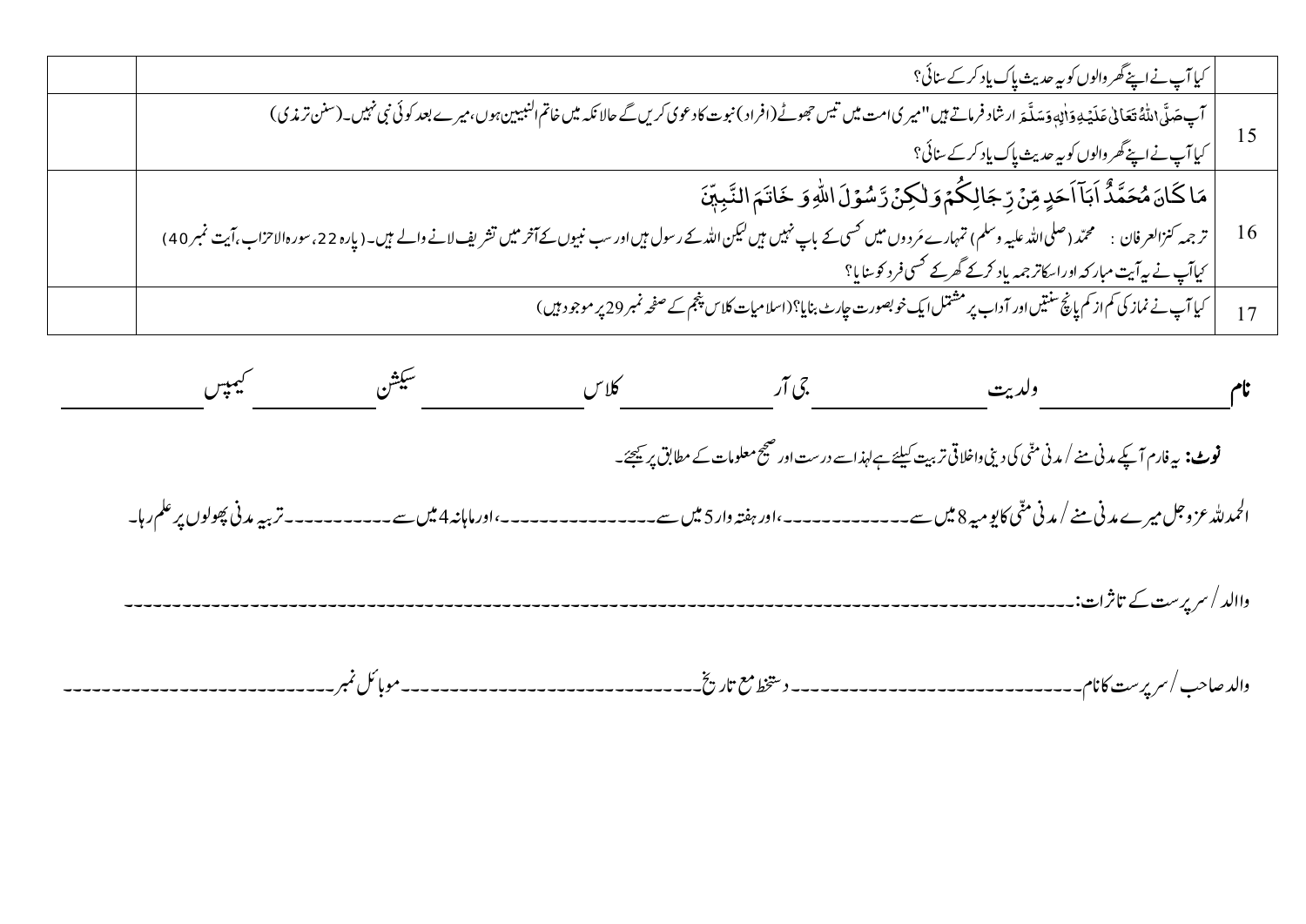| | | |
|---|---|---|
| | کیا آپ نے اپنے گھر والوں کو یہ حدیث پاک یاد کر کے سنائی؟ | |
| 15 | آپ صَلَّی اللّٰہُ تَعَالٰی عَلَیْہِ وَاٰلِہٖ وَسَلَّمَ ارشاد فرماتے ہیں "میری امت میں تیس جھوٹے (افراد) نبوت کا دعویٰ کریں گے حالانکہ میں خاتم النبیین ہوں، میرے بعد کوئی نبی نہیں۔ (سنن ترمذی)<br>کیا آپ نے اپنے گھر والوں کو یہ حدیث پاک یاد کر کے سنائی؟ | |
| 16 | مَا كَانَ مُحَمَّدٌ اَبَاۤ اَحَدٍ مِّنْ رِّجَالِكُمْ وَ لٰكِنْ رَّسُوْلَ اللّٰهِ وَ خَاتَمَ النَّبِیّٖنَ<br>ترجمہ کنزالعرفان : محمّد (صلی اللہ علیہ وسلم) تمہارے مَردوں میں کسی کے باپ نہیں ہیں لیکن اللہ کے رسول ہیں اور سب نبیوں کے آخر میں تشریف لانے والے ہیں۔ (پارہ 22، سورہ الاحزاب، آیت نمبر 40)<br>کیا آپ نے یہ آیت مبارکہ اور اسکا ترجمہ یاد کر کے گھر کے کسی فرد کو سنایا؟ | |
| 17 | کیا آپ نے نماز کی کم از کم پانچ سنتیں اور آداب پر مشتمل ایک خوبصورت چارٹ بنایا؟ (اسلامیات کلاس پنجم کے صفحہ نمبر 29 پر موجود ہیں) | |

**نام**\_\_\_\_\_\_\_\_ ولدیت\_\_\_\_\_\_\_\_ جی آر\_\_\_\_\_\_\_\_ کلاس\_\_\_\_\_\_\_\_ سیکشن\_\_\_\_\_\_\_\_ کیمپس\_\_\_\_\_\_\_\_

**نوٹ:** یہ فارم آپکے مدنی منے / مدنی منّی کی دینی واخلاقی تربیت کیلئے ہے لہذا اسے درست اور صحیح معلومات کے مطابق پر کیجئے۔

الحمدللہ عزوجل میرے مدنی منے / مدنی منّی کا یومیہ 8 میں سے-------------، اور ہفتہ وار 5 میں سے----------------، اور ماہانہ 4 میں سے-----------۔ تربیہ مدنی پھولوں پر عمل رہا۔

واالد / سرپرست کے تاثرات:---------------------------------------------------------------------------------------------

والد صاحب / سرپرست کا نام----------------------------- دستخط مع تاریخ------------------------------ موبائل نمبر------------------------